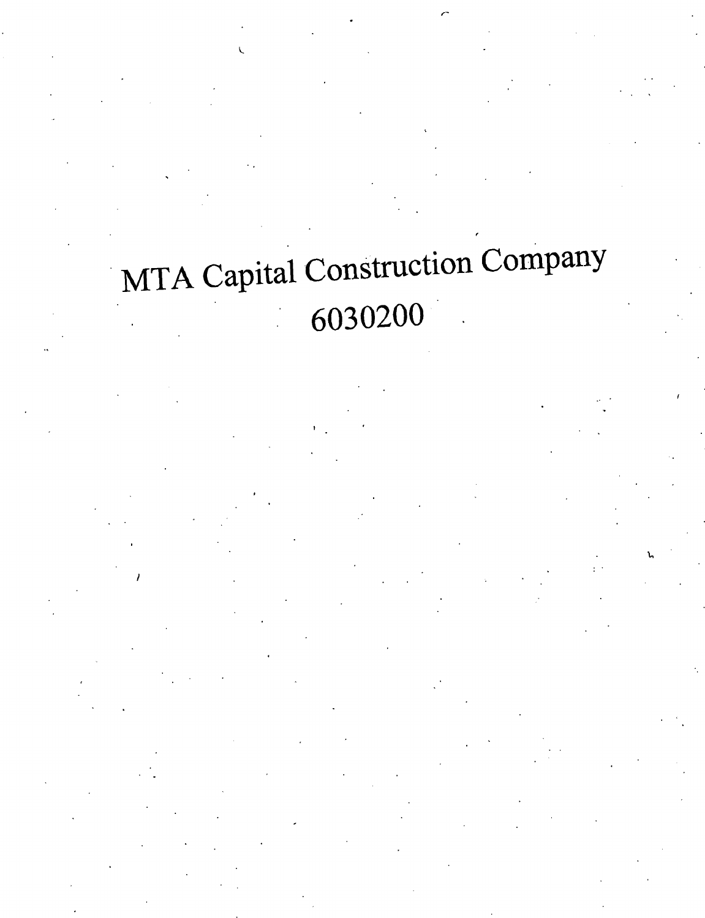# MTA Capital Construction Company

# 6030200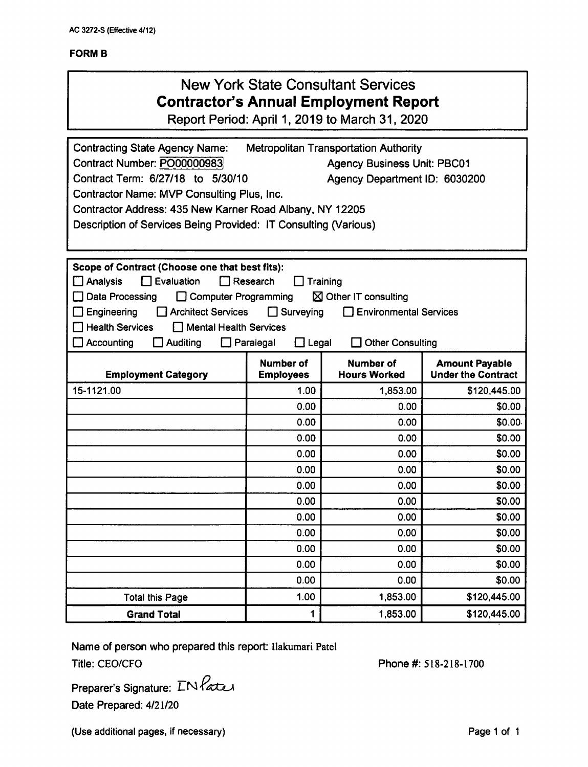AC 3272-S (Effective 4/12)

**FORM B**

# New York State Consultant Services
## Contractor's Annual Employment Report
Report Period: April 1, 2019 to March 31, 2020

Contracting State Agency Name: Metropolitan Transportation Authority
Contract Number: PO00000983 Agency Business Unit: PBC01
Contract Term: 6/27/18 to 5/30/10 Agency Department ID: 6030200
Contractor Name: MVP Consulting Plus, Inc.
Contractor Address: 435 New Karner Road Albany, NY 12205
Description of Services Being Provided: IT Consulting (Various)

**Scope of Contract (Choose one that best fits):**

☐ Analysis ☐ Evaluation ☐ Research ☐ Training
☐ Data Processing ☐ Computer Programming ☒ Other IT consulting
☐ Engineering ☐ Architect Services ☐ Surveying ☐ Environmental Services
☐ Health Services ☐ Mental Health Services
☐ Accounting ☐ Auditing ☐ Paralegal ☐ Legal ☐ Other Consulting

| Employment Category | Number of Employees | Number of Hours Worked | Amount Payable Under the Contract |
|---|---|---|---|
| 15-1121.00 | 1.00 | 1,853.00 | $120,445.00 |
| | 0.00 | 0.00 | $0.00 |
| | 0.00 | 0.00 | $0.00 |
| | 0.00 | 0.00 | $0.00 |
| | 0.00 | 0.00 | $0.00 |
| | 0.00 | 0.00 | $0.00 |
| | 0.00 | 0.00 | $0.00 |
| | 0.00 | 0.00 | $0.00 |
| | 0.00 | 0.00 | $0.00 |
| | 0.00 | 0.00 | $0.00 |
| | 0.00 | 0.00 | $0.00 |
| | 0.00 | 0.00 | $0.00 |
| | 0.00 | 0.00 | $0.00 |
| Total this Page | 1.00 | 1,853.00 | $120,445.00 |
| **Grand Total** | 1 | 1,853.00 | $120,445.00 |

Name of person who prepared this report: Ilakumari Patel
Title: CEO/CFO Phone #: 518-218-1700

Preparer's Signature: IN Patel
Date Prepared: 4/21/20

(Use additional pages, if necessary)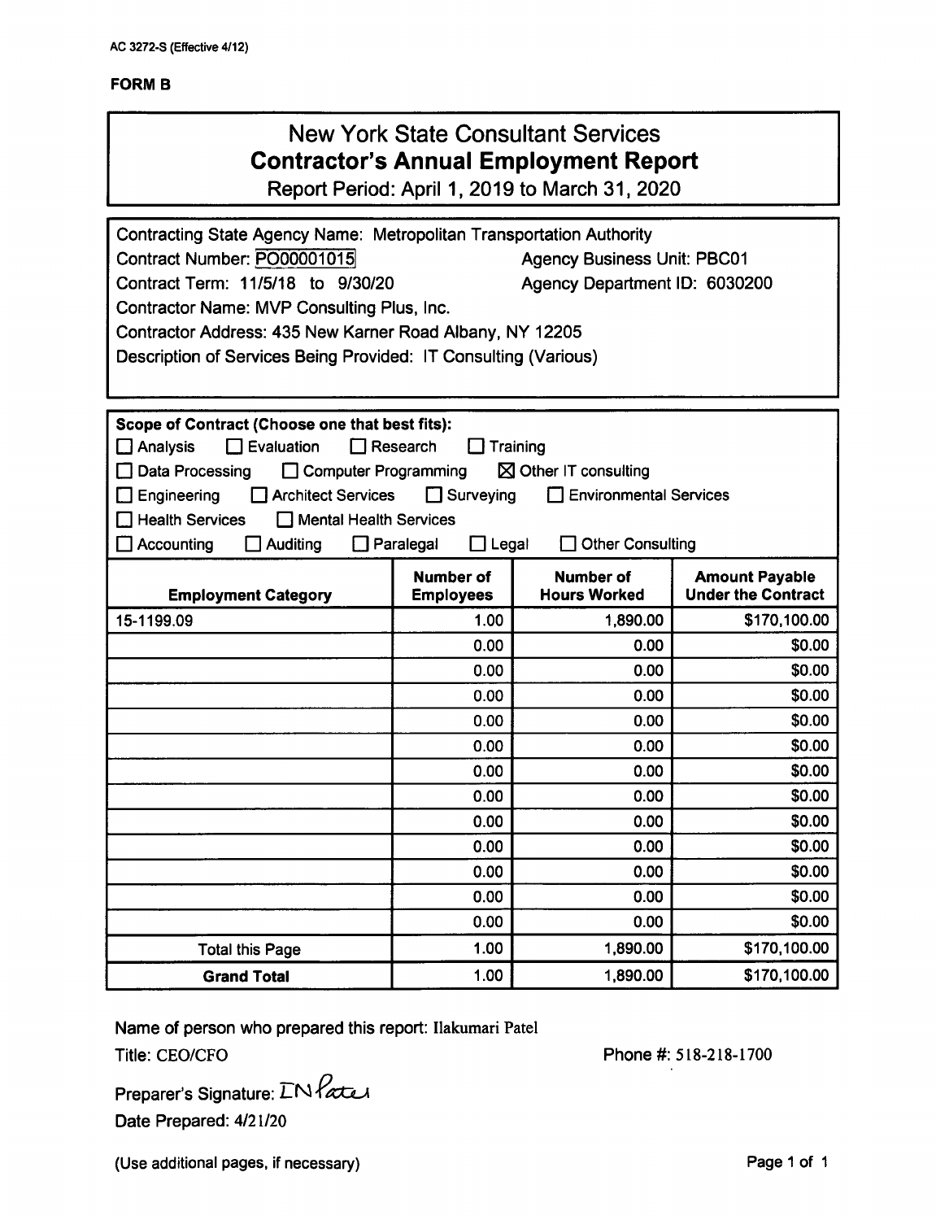AC 3272-S (Effective 4/12)

**FORM B**

# New York State Consultant Services
## Contractor's Annual Employment Report
Report Period: April 1, 2019 to March 31, 2020

Contracting State Agency Name: Metropolitan Transportation Authority
Contract Number: PO00001015 | Agency Business Unit: PBC01
Contract Term: 11/5/18 to 9/30/20 | Agency Department ID: 6030200
Contractor Name: MVP Consulting Plus, Inc.
Contractor Address: 435 New Karner Road Albany, NY 12205
Description of Services Being Provided: IT Consulting (Various)

**Scope of Contract (Choose one that best fits):**

☐ Analysis ☐ Evaluation ☐ Research ☐ Training
☐ Data Processing ☐ Computer Programming ☒ Other IT consulting
☐ Engineering ☐ Architect Services ☐ Surveying ☐ Environmental Services
☐ Health Services ☐ Mental Health Services
☐ Accounting ☐ Auditing ☐ Paralegal ☐ Legal ☐ Other Consulting

| Employment Category | Number of Employees | Number of Hours Worked | Amount Payable Under the Contract |
|---|---|---|---|
| 15-1199.09 | 1.00 | 1,890.00 | $170,100.00 |
| | 0.00 | 0.00 | $0.00 |
| | 0.00 | 0.00 | $0.00 |
| | 0.00 | 0.00 | $0.00 |
| | 0.00 | 0.00 | $0.00 |
| | 0.00 | 0.00 | $0.00 |
| | 0.00 | 0.00 | $0.00 |
| | 0.00 | 0.00 | $0.00 |
| | 0.00 | 0.00 | $0.00 |
| | 0.00 | 0.00 | $0.00 |
| | 0.00 | 0.00 | $0.00 |
| | 0.00 | 0.00 | $0.00 |
| | 0.00 | 0.00 | $0.00 |
| Total this Page | 1.00 | 1,890.00 | $170,100.00 |
| **Grand Total** | 1.00 | 1,890.00 | $170,100.00 |

Name of person who prepared this report: Ilakumari Patel
Title: CEO/CFO
Phone #: 518-218-1700

Preparer's Signature: IN Patel
Date Prepared: 4/21/20

(Use additional pages, if necessary)